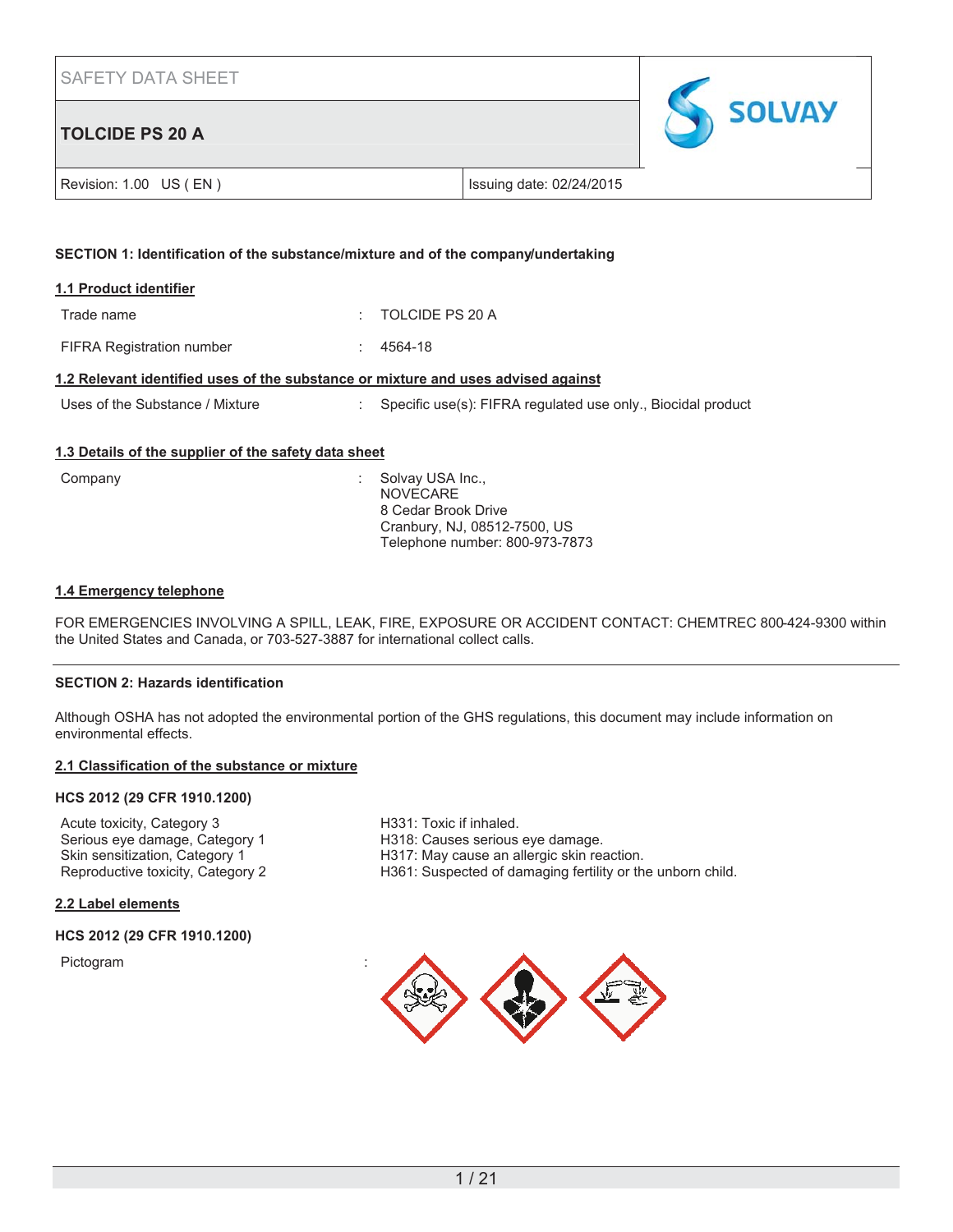SAFETY DATA SHEET

# TOLCIDE PS 20 A

Revision: 1.00 US ( EN ) | Issuing date: 02/24/2015

## SECTION 1: Identification of the substance/mixture and of the company/undertaking

### 1.1 Product identifier

| | | |
|---|---|---|
| Trade name | : | TOLCIDE PS 20 A |
| FIFRA Registration number | : | 4564-18 |

### 1.2 Relevant identified uses of the substance or mixture and uses advised against

| | | |
|---|---|---|
| Uses of the Substance / Mixture | : | Specific use(s): FIFRA regulated use only., Biocidal product |

### 1.3 Details of the supplier of the safety data sheet

| | | |
|---|---|---|
| Company | : | Solvay USA Inc.,<br>NOVECARE<br>8 Cedar Brook Drive<br>Cranbury, NJ, 08512-7500, US<br>Telephone number: 800-973-7873 |

### 1.4 Emergency telephone

FOR EMERGENCIES INVOLVING A SPILL, LEAK, FIRE, EXPOSURE OR ACCIDENT CONTACT: CHEMTREC 800-424-9300 within the United States and Canada, or 703-527-3887 for international collect calls.

## SECTION 2: Hazards identification

Although OSHA has not adopted the environmental portion of the GHS regulations, this document may include information on environmental effects.

### 2.1 Classification of the substance or mixture

**HCS 2012 (29 CFR 1910.1200)**

| | |
|---|---|
| Acute toxicity, Category 3 | H331: Toxic if inhaled. |
| Serious eye damage, Category 1 | H318: Causes serious eye damage. |
| Skin sensitization, Category 1 | H317: May cause an allergic skin reaction. |
| Reproductive toxicity, Category 2 | H361: Suspected of damaging fertility or the unborn child. |

### 2.2 Label elements

**HCS 2012 (29 CFR 1910.1200)**

Pictogram :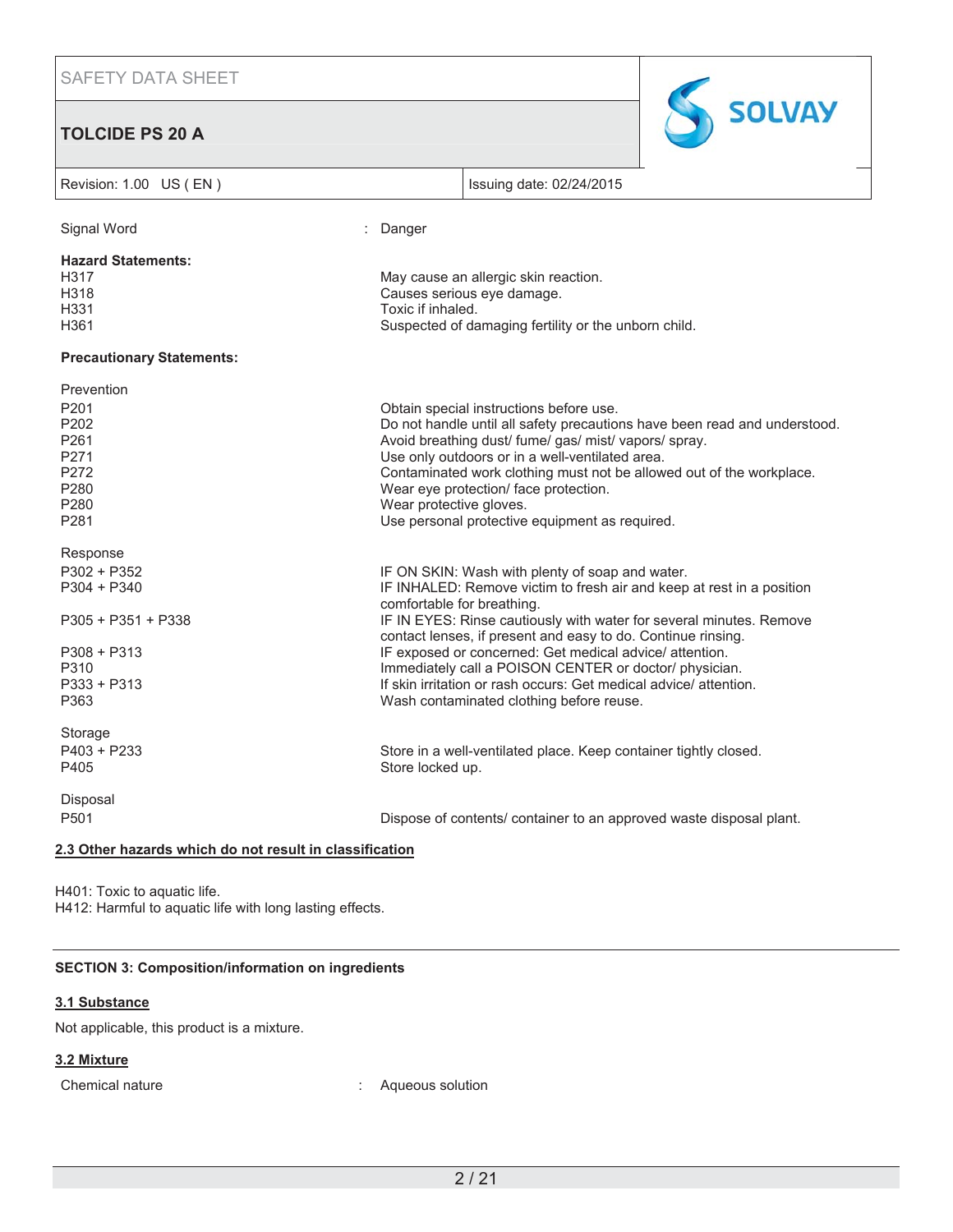Signal Word : Danger

**Hazard Statements:**

| | |
|---|---|
| H317 | May cause an allergic skin reaction. |
| H318 | Causes serious eye damage. |
| H331 | Toxic if inhaled. |
| H361 | Suspected of damaging fertility or the unborn child. |

**Precautionary Statements:**

Prevention

| | |
|---|---|
| P201 | Obtain special instructions before use. |
| P202 | Do not handle until all safety precautions have been read and understood. |
| P261 | Avoid breathing dust/ fume/ gas/ mist/ vapors/ spray. |
| P271 | Use only outdoors or in a well-ventilated area. |
| P272 | Contaminated work clothing must not be allowed out of the workplace. |
| P280 | Wear eye protection/ face protection. |
| P280 | Wear protective gloves. |
| P281 | Use personal protective equipment as required. |

Response

| | |
|---|---|
| P302 + P352 | IF ON SKIN: Wash with plenty of soap and water. |
| P304 + P340 | IF INHALED: Remove victim to fresh air and keep at rest in a position comfortable for breathing. |
| P305 + P351 + P338 | IF IN EYES: Rinse cautiously with water for several minutes. Remove contact lenses, if present and easy to do. Continue rinsing. |
| P308 + P313 | IF exposed or concerned: Get medical advice/ attention. |
| P310 | Immediately call a POISON CENTER or doctor/ physician. |
| P333 + P313 | If skin irritation or rash occurs: Get medical advice/ attention. |
| P363 | Wash contaminated clothing before reuse. |

Storage

| | |
|---|---|
| P403 + P233 | Store in a well-ventilated place. Keep container tightly closed. |
| P405 | Store locked up. |

Disposal

| | |
|---|---|
| P501 | Dispose of contents/ container to an approved waste disposal plant. |

### 2.3 Other hazards which do not result in classification

H401: Toxic to aquatic life.
H412: Harmful to aquatic life with long lasting effects.

## SECTION 3: Composition/information on ingredients

### 3.1 Substance

Not applicable, this product is a mixture.

### 3.2 Mixture

Chemical nature : Aqueous solution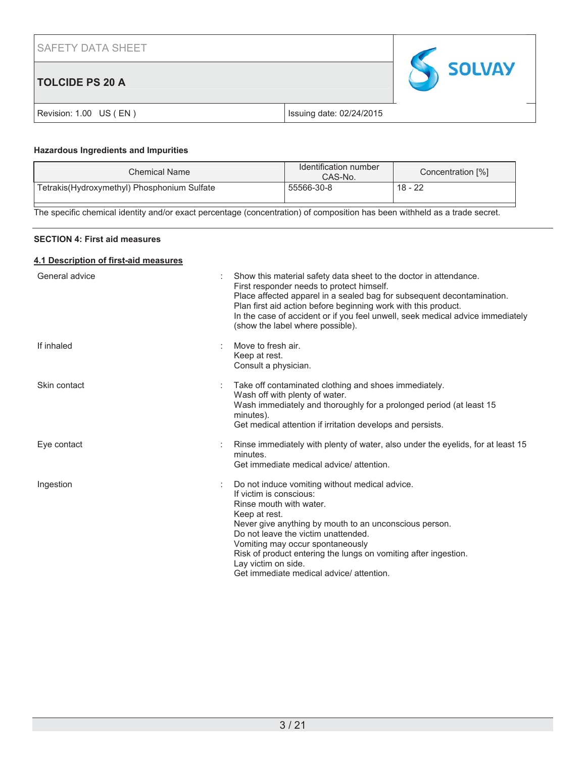#### Hazardous Ingredients and Impurities

| Chemical Name | Identification number CAS-No. | Concentration [%] |
|---|---|---|
| Tetrakis(Hydroxymethyl) Phosphonium Sulfate | 55566-30-8 | 18 - 22 |

The specific chemical identity and/or exact percentage (concentration) of composition has been withheld as a trade secret.

## SECTION 4: First aid measures

### 4.1 Description of first-aid measures

General advice : Show this material safety data sheet to the doctor in attendance.
First responder needs to protect himself.
Place affected apparel in a sealed bag for subsequent decontamination.
Plan first aid action before beginning work with this product.
In the case of accident or if you feel unwell, seek medical advice immediately (show the label where possible).

If inhaled : Move to fresh air.
Keep at rest.
Consult a physician.

Skin contact : Take off contaminated clothing and shoes immediately.
Wash off with plenty of water.
Wash immediately and thoroughly for a prolonged period (at least 15 minutes).
Get medical attention if irritation develops and persists.

Eye contact : Rinse immediately with plenty of water, also under the eyelids, for at least 15 minutes.
Get immediate medical advice/ attention.

Ingestion : Do not induce vomiting without medical advice.
If victim is conscious:
Rinse mouth with water.
Keep at rest.
Never give anything by mouth to an unconscious person.
Do not leave the victim unattended.
Vomiting may occur spontaneously
Risk of product entering the lungs on vomiting after ingestion.
Lay victim on side.
Get immediate medical advice/ attention.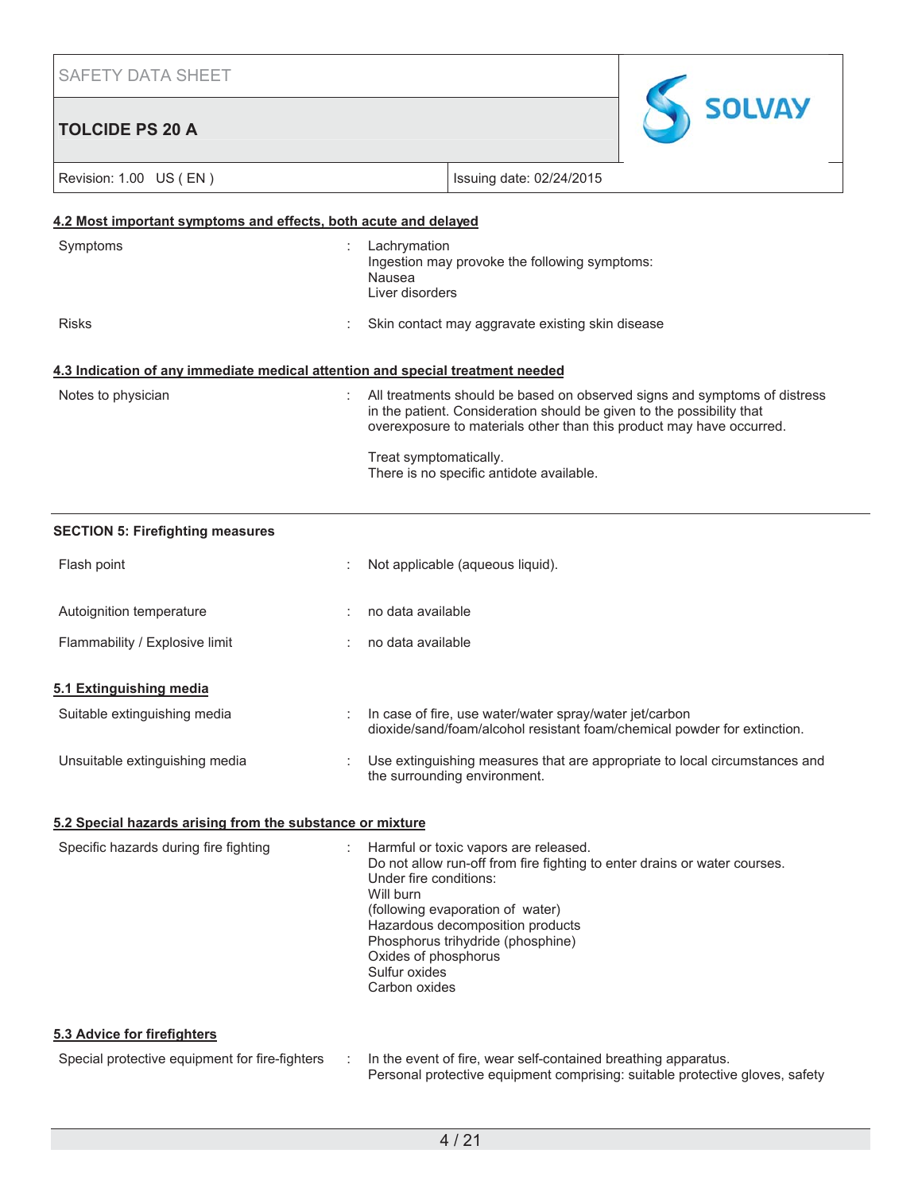### 4.2 Most important symptoms and effects, both acute and delayed

| | |
|---|---|
| Symptoms | : Lachrymation<br>Ingestion may provoke the following symptoms:<br>Nausea<br>Liver disorders |
| Risks | : Skin contact may aggravate existing skin disease |

### 4.3 Indication of any immediate medical attention and special treatment needed

| | |
|---|---|
| Notes to physician | : All treatments should be based on observed signs and symptoms of distress in the patient. Consideration should be given to the possibility that overexposure to materials other than this product may have occurred.<br><br>Treat symptomatically.<br>There is no specific antidote available. |

## SECTION 5: Firefighting measures

| | |
|---|---|
| Flash point | : Not applicable (aqueous liquid). |
| Autoignition temperature | : no data available |
| Flammability / Explosive limit | : no data available |

### 5.1 Extinguishing media

| | |
|---|---|
| Suitable extinguishing media | : In case of fire, use water/water spray/water jet/carbon dioxide/sand/foam/alcohol resistant foam/chemical powder for extinction. |
| Unsuitable extinguishing media | : Use extinguishing measures that are appropriate to local circumstances and the surrounding environment. |

### 5.2 Special hazards arising from the substance or mixture

| | |
|---|---|
| Specific hazards during fire fighting | : Harmful or toxic vapors are released.<br>Do not allow run-off from fire fighting to enter drains or water courses.<br>Under fire conditions:<br>Will burn<br>(following evaporation of water)<br>Hazardous decomposition products<br>Phosphorus trihydride (phosphine)<br>Oxides of phosphorus<br>Sulfur oxides<br>Carbon oxides |

### 5.3 Advice for firefighters

| | |
|---|---|
| Special protective equipment for fire-fighters | : In the event of fire, wear self-contained breathing apparatus.<br>Personal protective equipment comprising: suitable protective gloves, safety |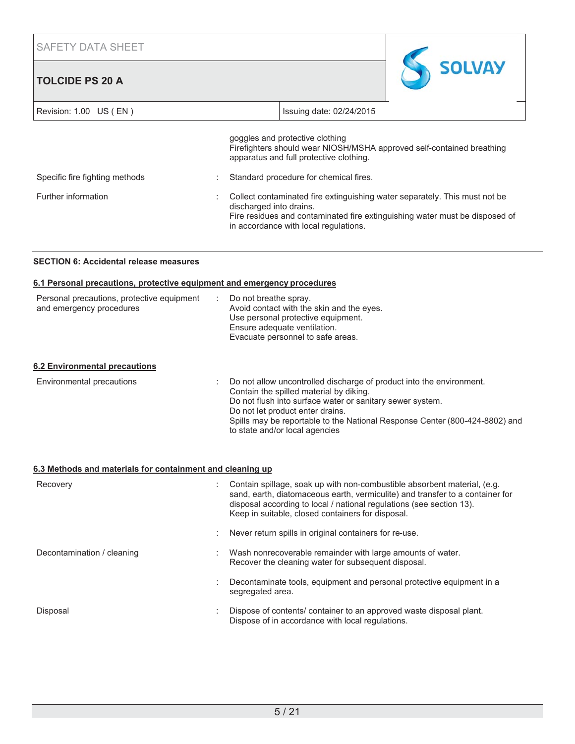| | | |
|---|---|---|
| | | goggles and protective clothing<br>Firefighters should wear NIOSH/MSHA approved self-contained breathing apparatus and full protective clothing. |
| Specific fire fighting methods | : | Standard procedure for chemical fires. |
| Further information | : | Collect contaminated fire extinguishing water separately. This must not be discharged into drains.<br>Fire residues and contaminated fire extinguishing water must be disposed of in accordance with local regulations. |

## SECTION 6: Accidental release measures

### 6.1 Personal precautions, protective equipment and emergency procedures

| | | |
|---|---|---|
| Personal precautions, protective equipment and emergency procedures | : | Do not breathe spray.<br>Avoid contact with the skin and the eyes.<br>Use personal protective equipment.<br>Ensure adequate ventilation.<br>Evacuate personnel to safe areas. |

### 6.2 Environmental precautions

| | | |
|---|---|---|
| Environmental precautions | : | Do not allow uncontrolled discharge of product into the environment.<br>Contain the spilled material by diking.<br>Do not flush into surface water or sanitary sewer system.<br>Do not let product enter drains.<br>Spills may be reportable to the National Response Center (800-424-8802) and to state and/or local agencies |

### 6.3 Methods and materials for containment and cleaning up

| | | |
|---|---|---|
| Recovery | : | Contain spillage, soak up with non-combustible absorbent material, (e.g. sand, earth, diatomaceous earth, vermiculite) and transfer to a container for disposal according to local / national regulations (see section 13).<br>Keep in suitable, closed containers for disposal. |
| | : | Never return spills in original containers for re-use. |
| Decontamination / cleaning | : | Wash nonrecoverable remainder with large amounts of water.<br>Recover the cleaning water for subsequent disposal. |
| | : | Decontaminate tools, equipment and personal protective equipment in a segregated area. |
| Disposal | : | Dispose of contents/ container to an approved waste disposal plant.<br>Dispose of in accordance with local regulations. |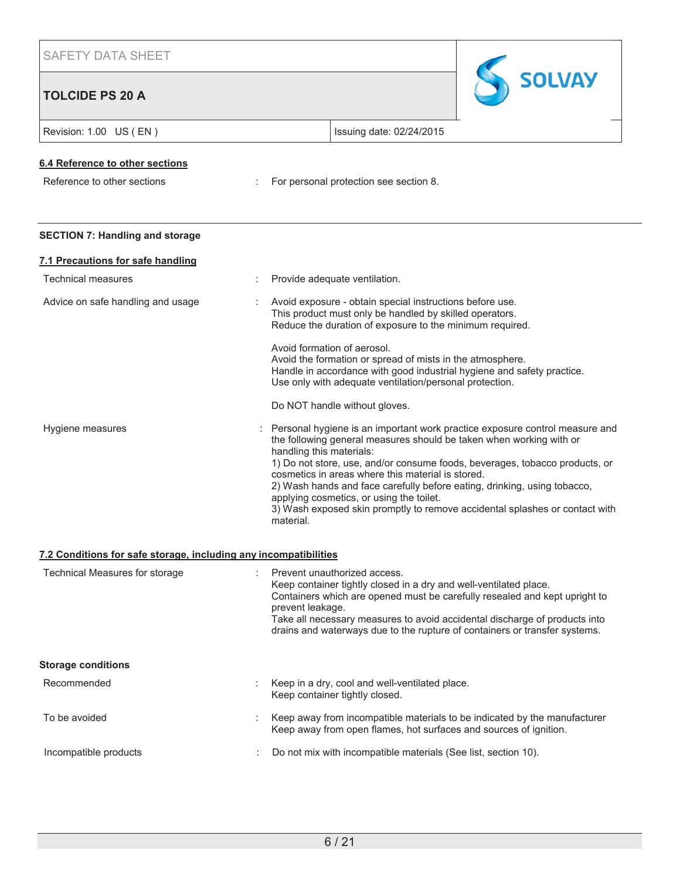#### 6.4 Reference to other sections

| | |
|---|---|
| Reference to other sections | For personal protection see section 8. |

## SECTION 7: Handling and storage

#### 7.1 Precautions for safe handling

| | |
|---|---|
| Technical measures | Provide adequate ventilation. |
| Advice on safe handling and usage | Avoid exposure - obtain special instructions before use.<br>This product must only be handled by skilled operators.<br>Reduce the duration of exposure to the minimum required.<br><br>Avoid formation of aerosol.<br>Avoid the formation or spread of mists in the atmosphere.<br>Handle in accordance with good industrial hygiene and safety practice.<br>Use only with adequate ventilation/personal protection.<br><br>Do NOT handle without gloves. |
| Hygiene measures | Personal hygiene is an important work practice exposure control measure and the following general measures should be taken when working with or handling this materials:<br>1) Do not store, use, and/or consume foods, beverages, tobacco products, or cosmetics in areas where this material is stored.<br>2) Wash hands and face carefully before eating, drinking, using tobacco, applying cosmetics, or using the toilet.<br>3) Wash exposed skin promptly to remove accidental splashes or contact with material. |

#### 7.2 Conditions for safe storage, including any incompatibilities

| | |
|---|---|
| Technical Measures for storage | Prevent unauthorized access.<br>Keep container tightly closed in a dry and well-ventilated place.<br>Containers which are opened must be carefully resealed and kept upright to prevent leakage.<br>Take all necessary measures to avoid accidental discharge of products into drains and waterways due to the rupture of containers or transfer systems. |

**Storage conditions**

| | |
|---|---|
| Recommended | Keep in a dry, cool and well-ventilated place.<br>Keep container tightly closed. |
| To be avoided | Keep away from incompatible materials to be indicated by the manufacturer<br>Keep away from open flames, hot surfaces and sources of ignition. |
| Incompatible products | Do not mix with incompatible materials (See list, section 10). |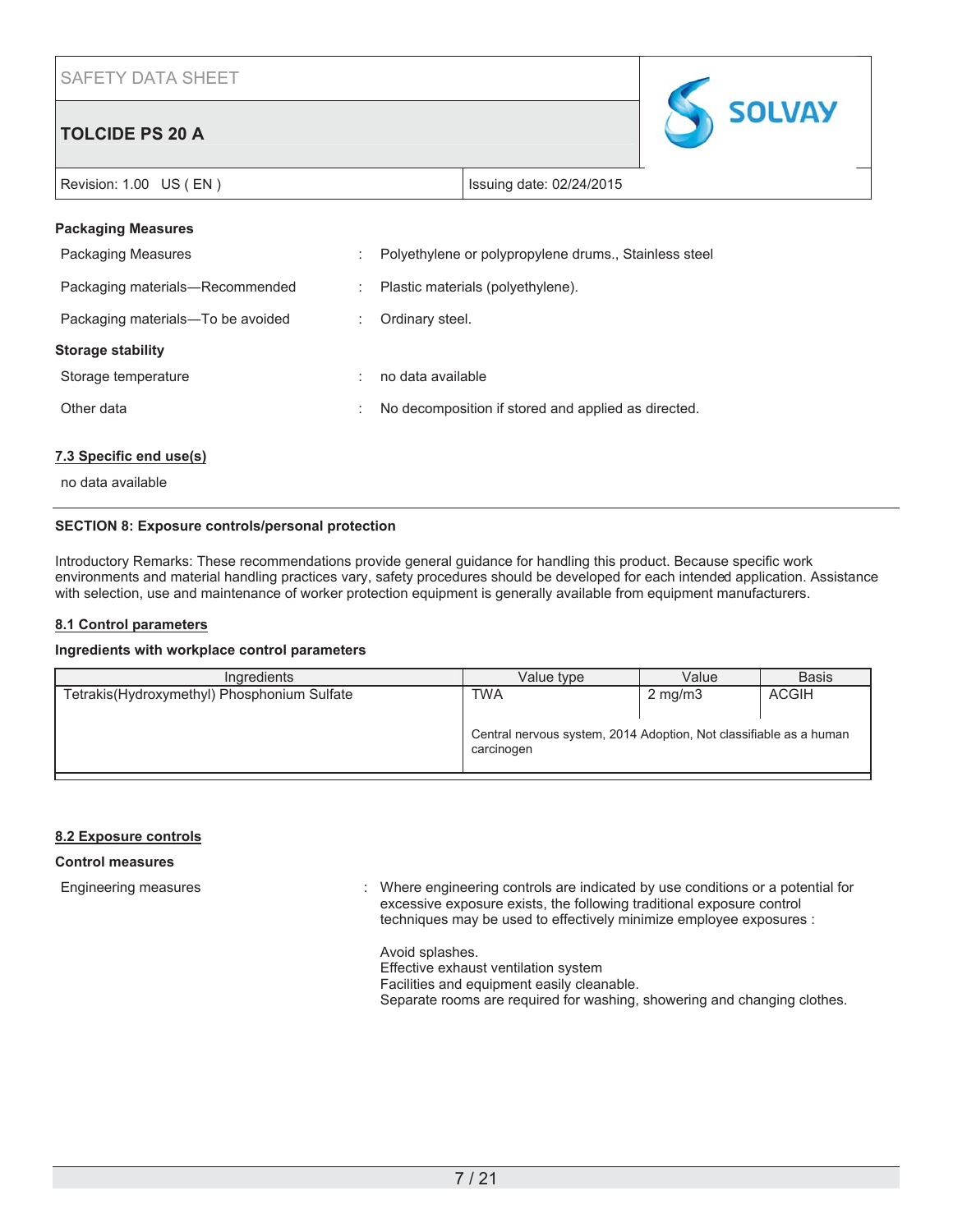**Packaging Measures**

Packaging Measures : Polyethylene or polypropylene drums., Stainless steel

Packaging materials—Recommended : Plastic materials (polyethylene).

Packaging materials—To be avoided : Ordinary steel.

**Storage stability**

Storage temperature : no data available

Other data : No decomposition if stored and applied as directed.

### 7.3 Specific end use(s)

no data available

## SECTION 8: Exposure controls/personal protection

Introductory Remarks: These recommendations provide general guidance for handling this product. Because specific work environments and material handling practices vary, safety procedures should be developed for each intended application. Assistance with selection, use and maintenance of worker protection equipment is generally available from equipment manufacturers.

### 8.1 Control parameters

**Ingredients with workplace control parameters**

| Ingredients | Value type | Value | Basis |
|---|---|---|---|
| Tetrakis(Hydroxymethyl) Phosphonium Sulfate | TWA | 2 mg/m3 | ACGIH |
| | Central nervous system, 2014 Adoption, Not classifiable as a human carcinogen | | |

### 8.2 Exposure controls

**Control measures**

Engineering measures : Where engineering controls are indicated by use conditions or a potential for excessive exposure exists, the following traditional exposure control techniques may be used to effectively minimize employee exposures :

Avoid splashes.
Effective exhaust ventilation system
Facilities and equipment easily cleanable.
Separate rooms are required for washing, showering and changing clothes.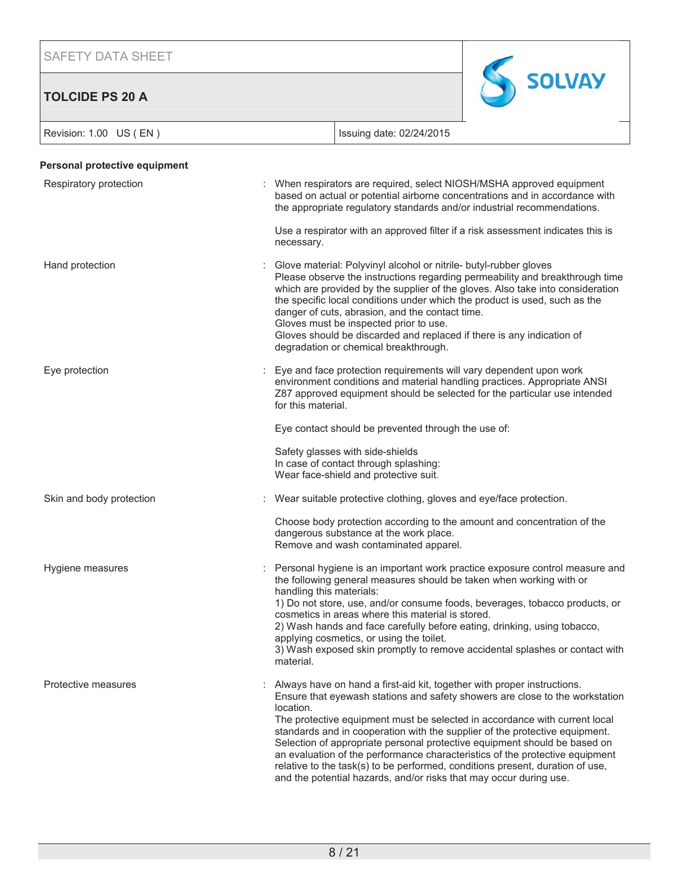### Personal protective equipment

| | |
|---|---|
| Respiratory protection | : When respirators are required, select NIOSH/MSHA approved equipment based on actual or potential airborne concentrations and in accordance with the appropriate regulatory standards and/or industrial recommendations.<br><br>Use a respirator with an approved filter if a risk assessment indicates this is necessary. |
| Hand protection | : Glove material: Polyvinyl alcohol or nitrile- butyl-rubber gloves<br>Please observe the instructions regarding permeability and breakthrough time which are provided by the supplier of the gloves. Also take into consideration the specific local conditions under which the product is used, such as the danger of cuts, abrasion, and the contact time.<br>Gloves must be inspected prior to use.<br>Gloves should be discarded and replaced if there is any indication of degradation or chemical breakthrough. |
| Eye protection | : Eye and face protection requirements will vary dependent upon work environment conditions and material handling practices. Appropriate ANSI Z87 approved equipment should be selected for the particular use intended for this material.<br><br>Eye contact should be prevented through the use of:<br><br>Safety glasses with side-shields<br>In case of contact through splashing:<br>Wear face-shield and protective suit. |
| Skin and body protection | : Wear suitable protective clothing, gloves and eye/face protection.<br><br>Choose body protection according to the amount and concentration of the dangerous substance at the work place.<br>Remove and wash contaminated apparel. |
| Hygiene measures | : Personal hygiene is an important work practice exposure control measure and the following general measures should be taken when working with or handling this materials:<br>1) Do not store, use, and/or consume foods, beverages, tobacco products, or cosmetics in areas where this material is stored.<br>2) Wash hands and face carefully before eating, drinking, using tobacco, applying cosmetics, or using the toilet.<br>3) Wash exposed skin promptly to remove accidental splashes or contact with material. |
| Protective measures | : Always have on hand a first-aid kit, together with proper instructions.<br>Ensure that eyewash stations and safety showers are close to the workstation location.<br>The protective equipment must be selected in accordance with current local standards and in cooperation with the supplier of the protective equipment.<br>Selection of appropriate personal protective equipment should be based on an evaluation of the performance characteristics of the protective equipment relative to the task(s) to be performed, conditions present, duration of use, and the potential hazards, and/or risks that may occur during use. |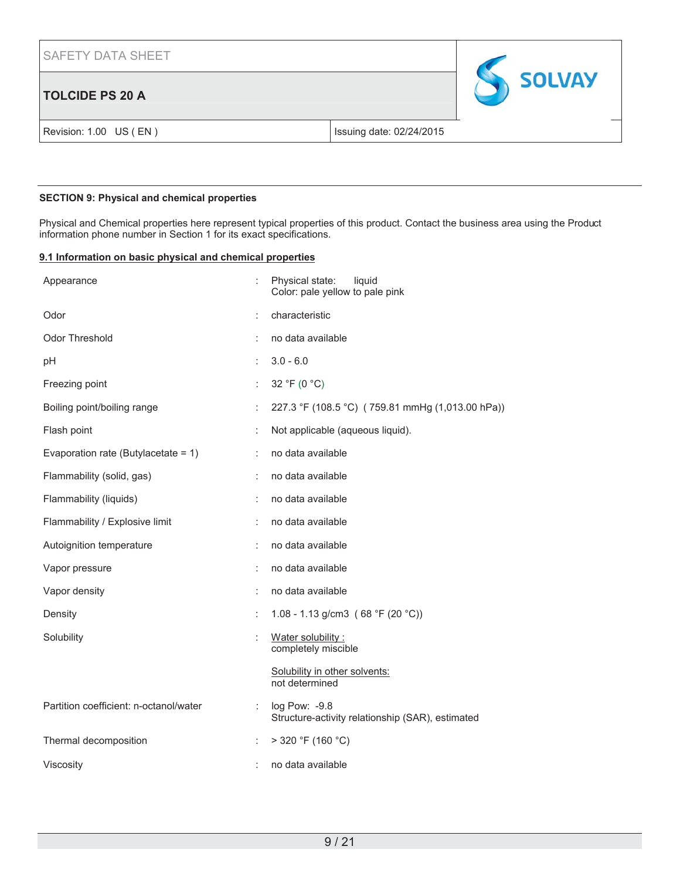## SECTION 9: Physical and chemical properties

Physical and Chemical properties here represent typical properties of this product. Contact the business area using the Product information phone number in Section 1 for its exact specifications.

### 9.1 Information on basic physical and chemical properties

| | | |
|---|---|---|
| Appearance | : | Physical state: liquid<br>Color: pale yellow to pale pink |
| Odor | : | characteristic |
| Odor Threshold | : | no data available |
| pH | : | 3.0 - 6.0 |
| Freezing point | : | 32 °F (0 °C) |
| Boiling point/boiling range | : | 227.3 °F (108.5 °C) ( 759.81 mmHg (1,013.00 hPa)) |
| Flash point | : | Not applicable (aqueous liquid). |
| Evaporation rate (Butylacetate = 1) | : | no data available |
| Flammability (solid, gas) | : | no data available |
| Flammability (liquids) | : | no data available |
| Flammability / Explosive limit | : | no data available |
| Autoignition temperature | : | no data available |
| Vapor pressure | : | no data available |
| Vapor density | : | no data available |
| Density | : | 1.08 - 1.13 g/cm3 ( 68 °F (20 °C)) |
| Solubility | : | Water solubility :<br>completely miscible<br><br>Solubility in other solvents:<br>not determined |
| Partition coefficient: n-octanol/water | : | log Pow: -9.8<br>Structure-activity relationship (SAR), estimated |
| Thermal decomposition | : | > 320 °F (160 °C) |
| Viscosity | : | no data available |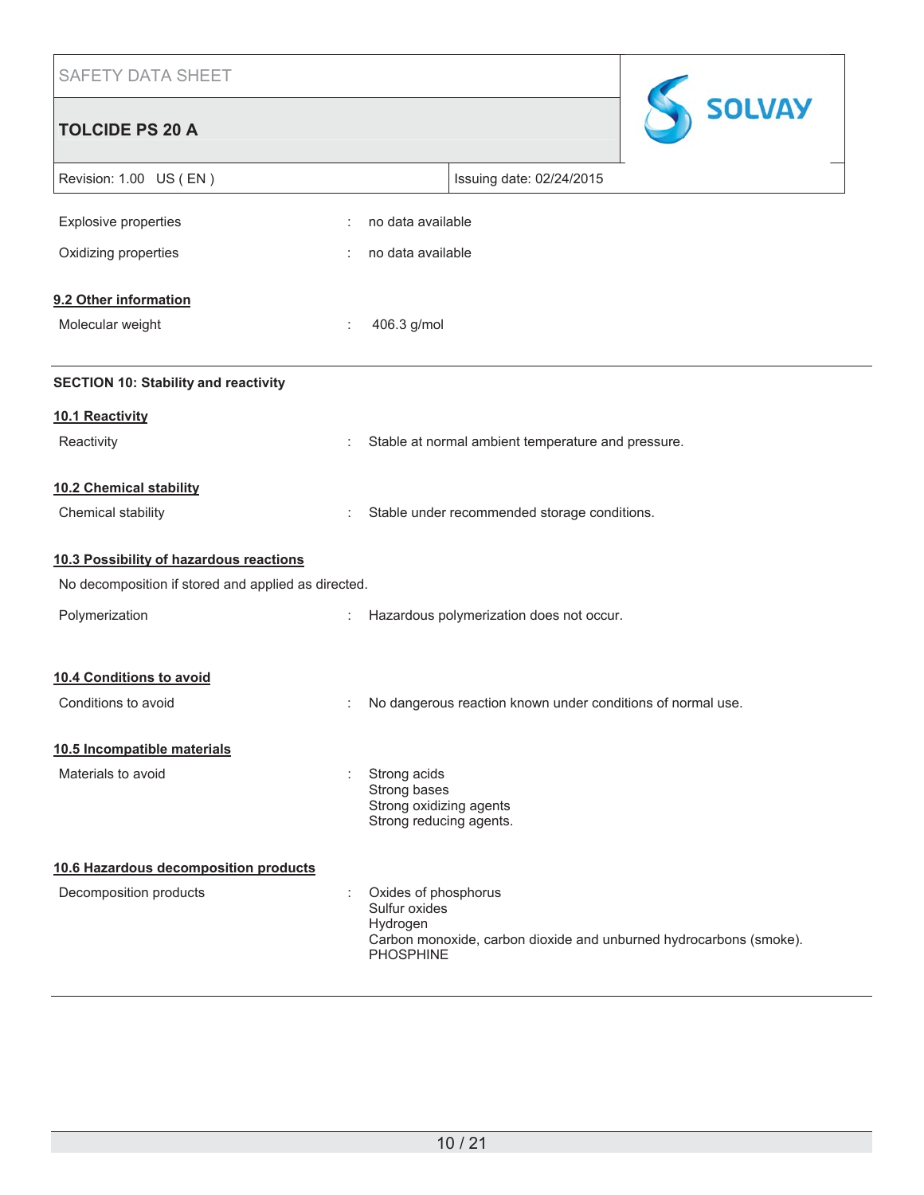| | | |
|---|---|---|
| Explosive properties | : | no data available |
| Oxidizing properties | : | no data available |

**9.2 Other information**

| | | |
|---|---|---|
| Molecular weight | : | 406.3 g/mol |

## SECTION 10: Stability and reactivity

**10.1 Reactivity**

| | | |
|---|---|---|
| Reactivity | : | Stable at normal ambient temperature and pressure. |

**10.2 Chemical stability**

| | | |
|---|---|---|
| Chemical stability | : | Stable under recommended storage conditions. |

**10.3 Possibility of hazardous reactions**

No decomposition if stored and applied as directed.

| | | |
|---|---|---|
| Polymerization | : | Hazardous polymerization does not occur. |

**10.4 Conditions to avoid**

| | | |
|---|---|---|
| Conditions to avoid | : | No dangerous reaction known under conditions of normal use. |

**10.5 Incompatible materials**

| | | |
|---|---|---|
| Materials to avoid | : | Strong acids<br>Strong bases<br>Strong oxidizing agents<br>Strong reducing agents. |

**10.6 Hazardous decomposition products**

| | | |
|---|---|---|
| Decomposition products | : | Oxides of phosphorus<br>Sulfur oxides<br>Hydrogen<br>Carbon monoxide, carbon dioxide and unburned hydrocarbons (smoke).<br>PHOSPHINE |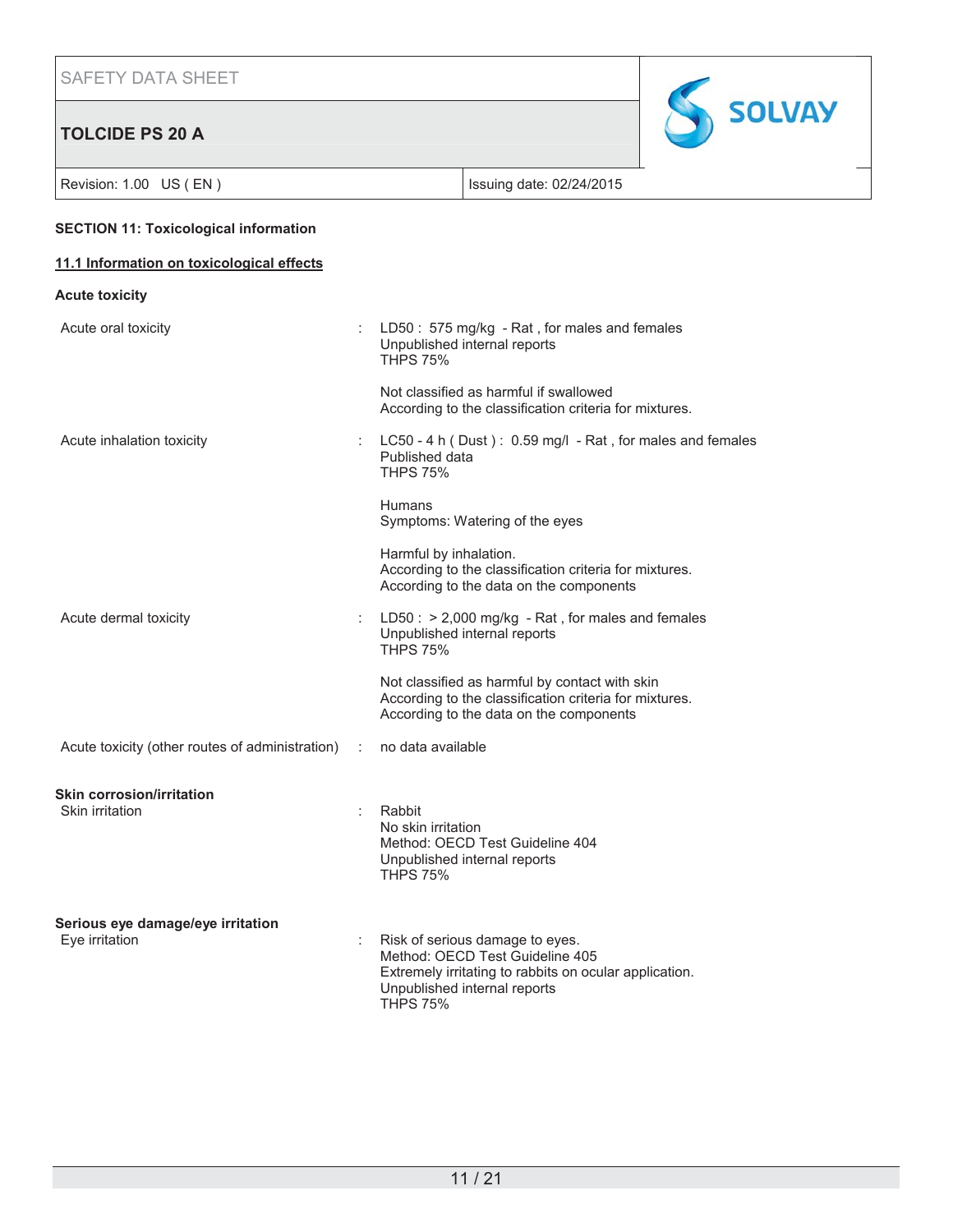## SECTION 11: Toxicological information

### 11.1 Information on toxicological effects

**Acute toxicity**

| | | |
|---|---|---|
| Acute oral toxicity | : | LD50 : 575 mg/kg - Rat , for males and females<br>Unpublished internal reports<br>THPS 75%<br><br>Not classified as harmful if swallowed<br>According to the classification criteria for mixtures. |
| Acute inhalation toxicity | : | LC50 - 4 h ( Dust ) : 0.59 mg/l - Rat , for males and females<br>Published data<br>THPS 75%<br><br>Humans<br>Symptoms: Watering of the eyes<br><br>Harmful by inhalation.<br>According to the classification criteria for mixtures.<br>According to the data on the components |
| Acute dermal toxicity | : | LD50 : > 2,000 mg/kg - Rat , for males and females<br>Unpublished internal reports<br>THPS 75%<br><br>Not classified as harmful by contact with skin<br>According to the classification criteria for mixtures.<br>According to the data on the components |
| Acute toxicity (other routes of administration) | : | no data available |

**Skin corrosion/irritation**

| | | |
|---|---|---|
| Skin irritation | : | Rabbit<br>No skin irritation<br>Method: OECD Test Guideline 404<br>Unpublished internal reports<br>THPS 75% |

**Serious eye damage/eye irritation**

| | | |
|---|---|---|
| Eye irritation | : | Risk of serious damage to eyes.<br>Method: OECD Test Guideline 405<br>Extremely irritating to rabbits on ocular application.<br>Unpublished internal reports<br>THPS 75% |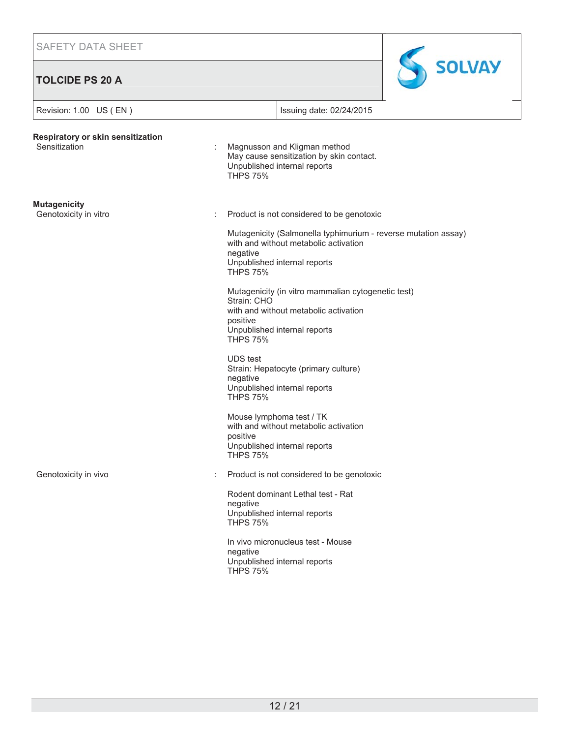**Respiratory or skin sensitization**

| | | |
|---|---|---|
| Sensitization | : | Magnusson and Kligman method<br>May cause sensitization by skin contact.<br>Unpublished internal reports<br>THPS 75% |

**Mutagenicity**

| | | |
|---|---|---|
| Genotoxicity in vitro | : | Product is not considered to be genotoxic<br><br>Mutagenicity (Salmonella typhimurium - reverse mutation assay)<br>with and without metabolic activation<br>negative<br>Unpublished internal reports<br>THPS 75%<br><br>Mutagenicity (in vitro mammalian cytogenetic test)<br>Strain: CHO<br>with and without metabolic activation<br>positive<br>Unpublished internal reports<br>THPS 75%<br><br>UDS test<br>Strain: Hepatocyte (primary culture)<br>negative<br>Unpublished internal reports<br>THPS 75%<br><br>Mouse lymphoma test / TK<br>with and without metabolic activation<br>positive<br>Unpublished internal reports<br>THPS 75% |
| Genotoxicity in vivo | : | Product is not considered to be genotoxic<br><br>Rodent dominant Lethal test - Rat<br>negative<br>Unpublished internal reports<br>THPS 75%<br><br>In vivo micronucleus test - Mouse<br>negative<br>Unpublished internal reports<br>THPS 75% |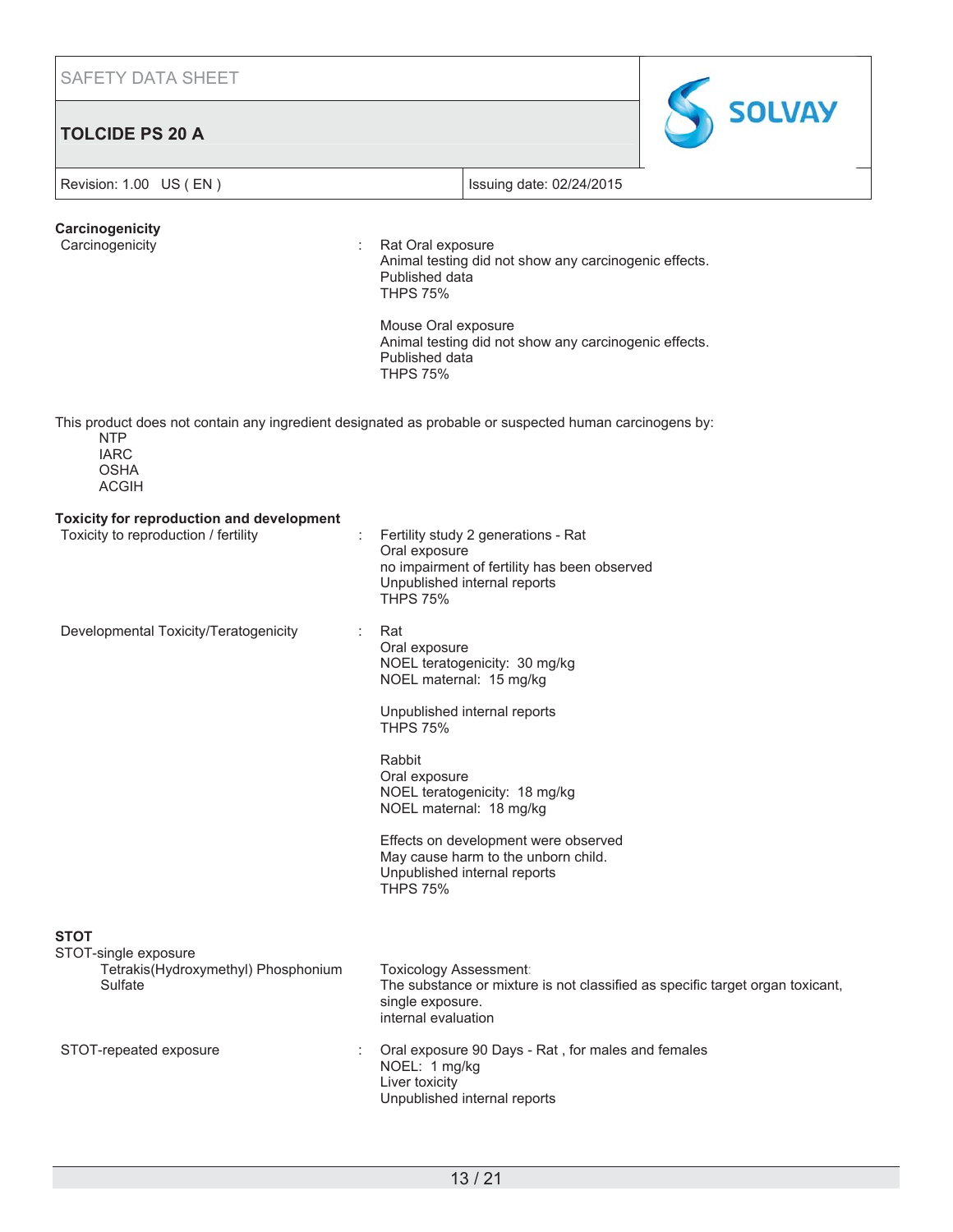### Carcinogenicity

| | | |
|---|---|---|
| Carcinogenicity | : | Rat Oral exposure<br>Animal testing did not show any carcinogenic effects.<br>Published data<br>THPS 75% |
| | | Mouse Oral exposure<br>Animal testing did not show any carcinogenic effects.<br>Published data<br>THPS 75% |

This product does not contain any ingredient designated as probable or suspected human carcinogens by:

- NTP
- IARC
- OSHA
- ACGIH

### Toxicity for reproduction and development

| | | |
|---|---|---|
| Toxicity to reproduction / fertility | : | Fertility study 2 generations - Rat<br>Oral exposure<br>no impairment of fertility has been observed<br>Unpublished internal reports<br>THPS 75% |
| Developmental Toxicity/Teratogenicity | : | Rat<br>Oral exposure<br>NOEL teratogenicity: 30 mg/kg<br>NOEL maternal: 15 mg/kg<br><br>Unpublished internal reports<br>THPS 75% |
| | | Rabbit<br>Oral exposure<br>NOEL teratogenicity: 18 mg/kg<br>NOEL maternal: 18 mg/kg<br><br>Effects on development were observed<br>May cause harm to the unborn child.<br>Unpublished internal reports<br>THPS 75% |

### STOT

STOT-single exposure

| | | |
|---|---|---|
| Tetrakis(Hydroxymethyl) Phosphonium Sulfate | | Toxicology Assessment:<br>The substance or mixture is not classified as specific target organ toxicant, single exposure.<br>internal evaluation |
| STOT-repeated exposure | : | Oral exposure 90 Days - Rat , for males and females<br>NOEL: 1 mg/kg<br>Liver toxicity<br>Unpublished internal reports |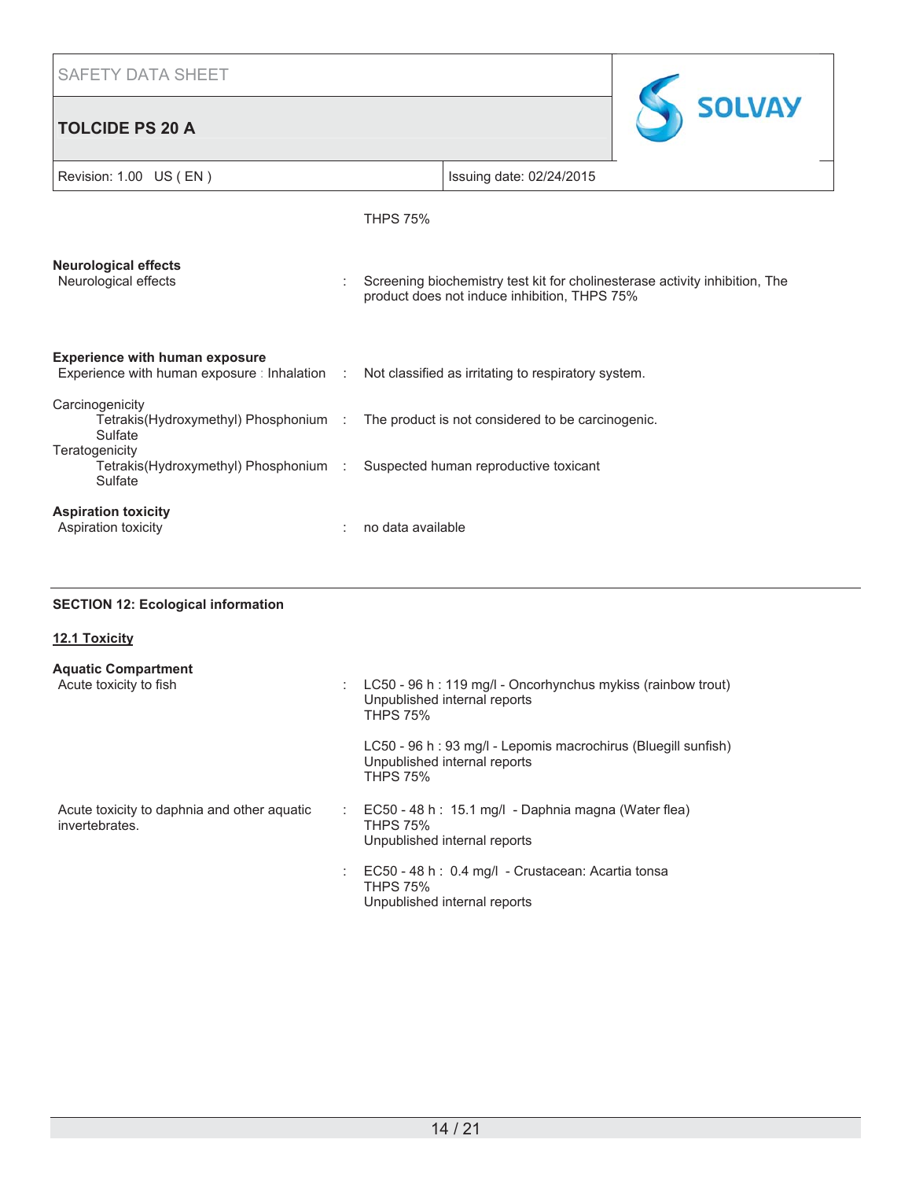THPS 75%

**Neurological effects**

Neurological effects : Screening biochemistry test kit for cholinesterase activity inhibition, The product does not induce inhibition, THPS 75%

**Experience with human exposure**

Experience with human exposure : Inhalation : Not classified as irritating to respiratory system.

Carcinogenicity

Tetrakis(Hydroxymethyl) Phosphonium Sulfate : The product is not considered to be carcinogenic.

Teratogenicity

Tetrakis(Hydroxymethyl) Phosphonium Sulfate : Suspected human reproductive toxicant

**Aspiration toxicity**

Aspiration toxicity : no data available

## SECTION 12: Ecological information

### 12.1 Toxicity

**Aquatic Compartment**

Acute toxicity to fish : LC50 - 96 h : 119 mg/l - Oncorhynchus mykiss (rainbow trout)
Unpublished internal reports
THPS 75%

LC50 - 96 h : 93 mg/l - Lepomis macrochirus (Bluegill sunfish)
Unpublished internal reports
THPS 75%

Acute toxicity to daphnia and other aquatic invertebrates. : EC50 - 48 h : 15.1 mg/l - Daphnia magna (Water flea)
THPS 75%
Unpublished internal reports

: EC50 - 48 h : 0.4 mg/l - Crustacean: Acartia tonsa
THPS 75%
Unpublished internal reports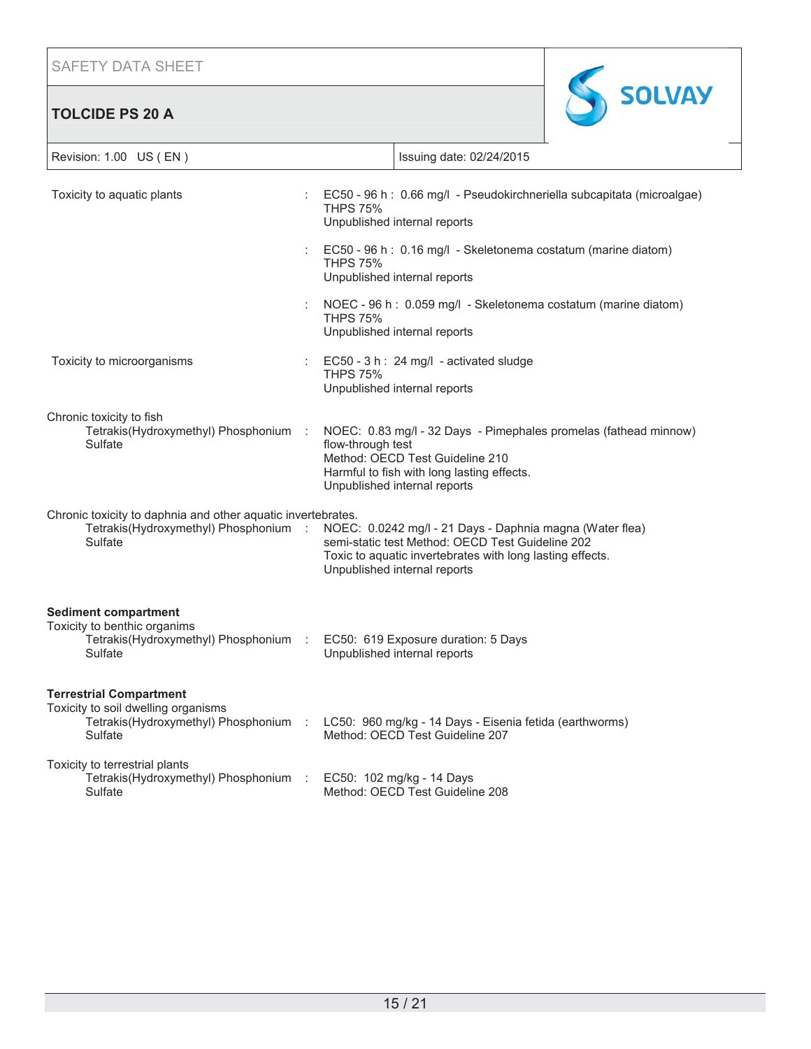Toxicity to aquatic plants : EC50 - 96 h : 0.66 mg/l - Pseudokirchneriella subcapitata (microalgae)
THPS 75%
Unpublished internal reports

: EC50 - 96 h : 0.16 mg/l - Skeletonema costatum (marine diatom)
THPS 75%
Unpublished internal reports

: NOEC - 96 h : 0.059 mg/l - Skeletonema costatum (marine diatom)
THPS 75%
Unpublished internal reports

Toxicity to microorganisms : EC50 - 3 h : 24 mg/l - activated sludge
THPS 75%
Unpublished internal reports

Chronic toxicity to fish
Tetrakis(Hydroxymethyl) Phosphonium Sulfate : NOEC: 0.83 mg/l - 32 Days - Pimephales promelas (fathead minnow)
flow-through test
Method: OECD Test Guideline 210
Harmful to fish with long lasting effects.
Unpublished internal reports

Chronic toxicity to daphnia and other aquatic invertebrates.
Tetrakis(Hydroxymethyl) Phosphonium Sulfate : NOEC: 0.0242 mg/l - 21 Days - Daphnia magna (Water flea)
semi-static test Method: OECD Test Guideline 202
Toxic to aquatic invertebrates with long lasting effects.
Unpublished internal reports

**Sediment compartment**

Toxicity to benthic organims
Tetrakis(Hydroxymethyl) Phosphonium Sulfate : EC50: 619 Exposure duration: 5 Days
Unpublished internal reports

**Terrestrial Compartment**

Toxicity to soil dwelling organisms
Tetrakis(Hydroxymethyl) Phosphonium Sulfate : LC50: 960 mg/kg - 14 Days - Eisenia fetida (earthworms)
Method: OECD Test Guideline 207

Toxicity to terrestrial plants
Tetrakis(Hydroxymethyl) Phosphonium Sulfate : EC50: 102 mg/kg - 14 Days
Method: OECD Test Guideline 208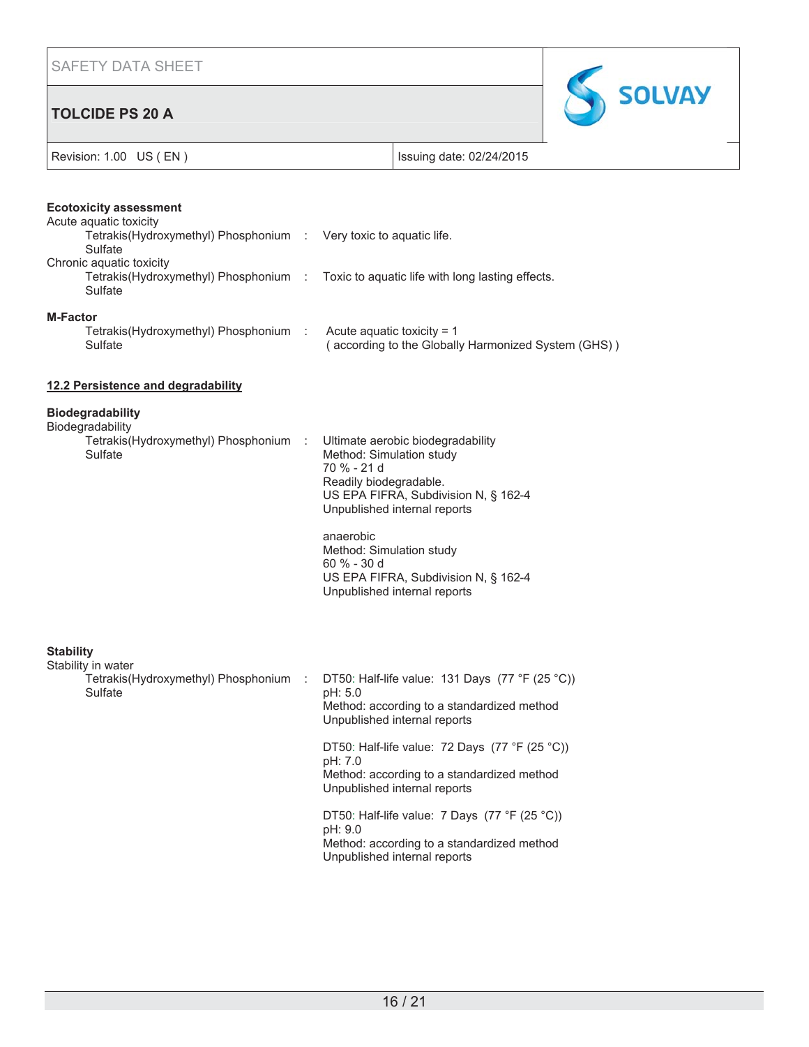**Ecotoxicity assessment**

Acute aquatic toxicity

| | | |
|---|---|---|
| Tetrakis(Hydroxymethyl) Phosphonium Sulfate | : | Very toxic to aquatic life. |

Chronic aquatic toxicity

| | | |
|---|---|---|
| Tetrakis(Hydroxymethyl) Phosphonium Sulfate | : | Toxic to aquatic life with long lasting effects. |

**M-Factor**

| | | |
|---|---|---|
| Tetrakis(Hydroxymethyl) Phosphonium Sulfate | : | Acute aquatic toxicity = 1<br>( according to the Globally Harmonized System (GHS) ) |

**12.2 Persistence and degradability**

**Biodegradability**

Biodegradability

Tetrakis(Hydroxymethyl) Phosphonium Sulfate :

Ultimate aerobic biodegradability
Method: Simulation study
70 % - 21 d
Readily biodegradable.
US EPA FIFRA, Subdivision N, § 162-4
Unpublished internal reports

anaerobic
Method: Simulation study
60 % - 30 d
US EPA FIFRA, Subdivision N, § 162-4
Unpublished internal reports

**Stability**

Stability in water

Tetrakis(Hydroxymethyl) Phosphonium Sulfate :

DT50: Half-life value: 131 Days (77 °F (25 °C))
pH: 5.0
Method: according to a standardized method
Unpublished internal reports

DT50: Half-life value: 72 Days (77 °F (25 °C))
pH: 7.0
Method: according to a standardized method
Unpublished internal reports

DT50: Half-life value: 7 Days (77 °F (25 °C))
pH: 9.0
Method: according to a standardized method
Unpublished internal reports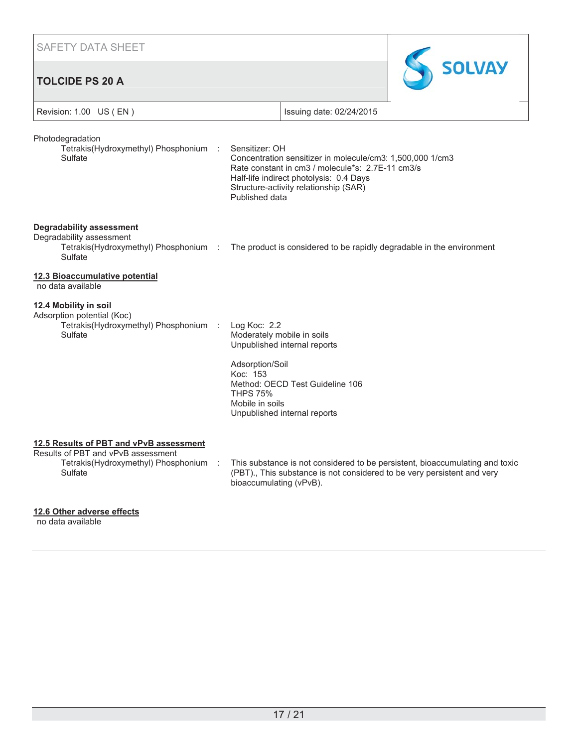Photodegradation

Tetrakis(Hydroxymethyl) Phosphonium Sulfate : Sensitizer: OH
Concentration sensitizer in molecule/cm3: 1,500,000 1/cm3
Rate constant in cm3 / molecule*s: 2.7E-11 cm3/s
Half-life indirect photolysis: 0.4 Days
Structure-activity relationship (SAR)
Published data

**Degradability assessment**

Degradability assessment

Tetrakis(Hydroxymethyl) Phosphonium Sulfate : The product is considered to be rapidly degradable in the environment

## 12.3 Bioaccumulative potential

no data available

## 12.4 Mobility in soil

Adsorption potential (Koc)

Tetrakis(Hydroxymethyl) Phosphonium Sulfate : Log Koc: 2.2
Moderately mobile in soils
Unpublished internal reports

Adsorption/Soil
Koc: 153
Method: OECD Test Guideline 106
THPS 75%
Mobile in soils
Unpublished internal reports

## 12.5 Results of PBT and vPvB assessment

Results of PBT and vPvB assessment

Tetrakis(Hydroxymethyl) Phosphonium Sulfate : This substance is not considered to be persistent, bioaccumulating and toxic (PBT)., This substance is not considered to be very persistent and very bioaccumulating (vPvB).

## 12.6 Other adverse effects

no data available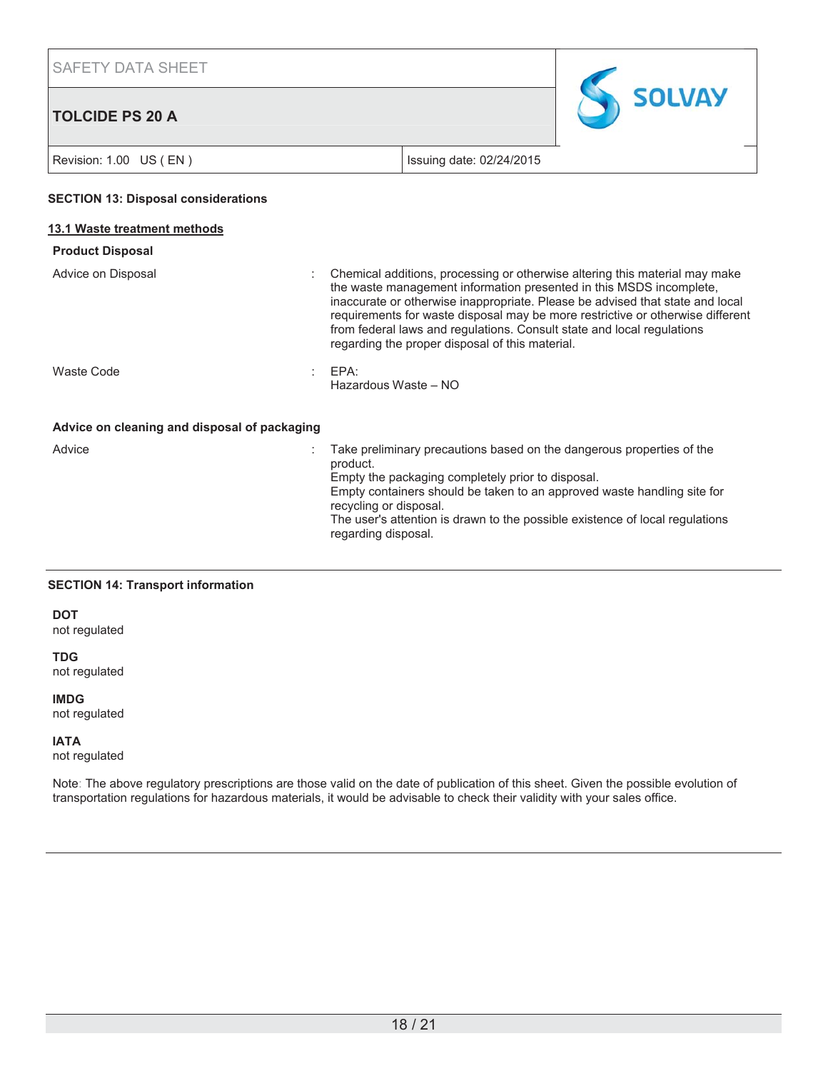## SECTION 13: Disposal considerations

### 13.1 Waste treatment methods

**Product Disposal**

| | |
|---|---|
| Advice on Disposal | Chemical additions, processing or otherwise altering this material may make the waste management information presented in this MSDS incomplete, inaccurate or otherwise inappropriate. Please be advised that state and local requirements for waste disposal may be more restrictive or otherwise different from federal laws and regulations. Consult state and local regulations regarding the proper disposal of this material. |
| Waste Code | EPA:<br>Hazardous Waste – NO |

**Advice on cleaning and disposal of packaging**

| | |
|---|---|
| Advice | Take preliminary precautions based on the dangerous properties of the product.<br>Empty the packaging completely prior to disposal.<br>Empty containers should be taken to an approved waste handling site for recycling or disposal.<br>The user's attention is drawn to the possible existence of local regulations regarding disposal. |

## SECTION 14: Transport information

**DOT**
not regulated

**TDG**
not regulated

**IMDG**
not regulated

**IATA**
not regulated

Note: The above regulatory prescriptions are those valid on the date of publication of this sheet. Given the possible evolution of transportation regulations for hazardous materials, it would be advisable to check their validity with your sales office.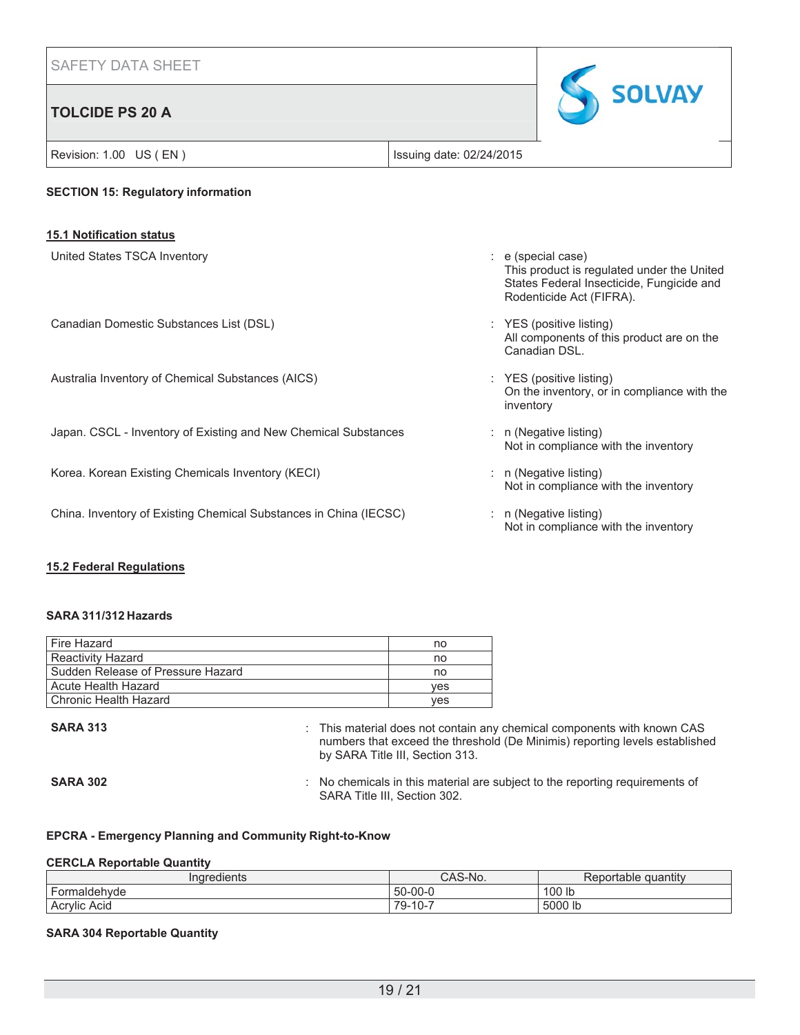## SECTION 15: Regulatory information

### 15.1 Notification status

| | |
|---|---|
| United States TSCA Inventory | : e (special case)<br>This product is regulated under the United States Federal Insecticide, Fungicide and Rodenticide Act (FIFRA). |
| Canadian Domestic Substances List (DSL) | : YES (positive listing)<br>All components of this product are on the Canadian DSL. |
| Australia Inventory of Chemical Substances (AICS) | : YES (positive listing)<br>On the inventory, or in compliance with the inventory |
| Japan. CSCL - Inventory of Existing and New Chemical Substances | : n (Negative listing)<br>Not in compliance with the inventory |
| Korea. Korean Existing Chemicals Inventory (KECI) | : n (Negative listing)<br>Not in compliance with the inventory |
| China. Inventory of Existing Chemical Substances in China (IECSC) | : n (Negative listing)<br>Not in compliance with the inventory |

### 15.2 Federal Regulations

**SARA 311/312 Hazards**

| Hazard | |
|---|---|
| Fire Hazard | no |
| Reactivity Hazard | no |
| Sudden Release of Pressure Hazard | no |
| Acute Health Hazard | yes |
| Chronic Health Hazard | yes |

**SARA 313** : This material does not contain any chemical components with known CAS numbers that exceed the threshold (De Minimis) reporting levels established by SARA Title III, Section 313.

**SARA 302** : No chemicals in this material are subject to the reporting requirements of SARA Title III, Section 302.

**EPCRA - Emergency Planning and Community Right-to-Know**

**CERCLA Reportable Quantity**

| Ingredients | CAS-No. | Reportable quantity |
|---|---|---|
| Formaldehyde | 50-00-0 | 100 lb |
| Acrylic Acid | 79-10-7 | 5000 lb |

**SARA 304 Reportable Quantity**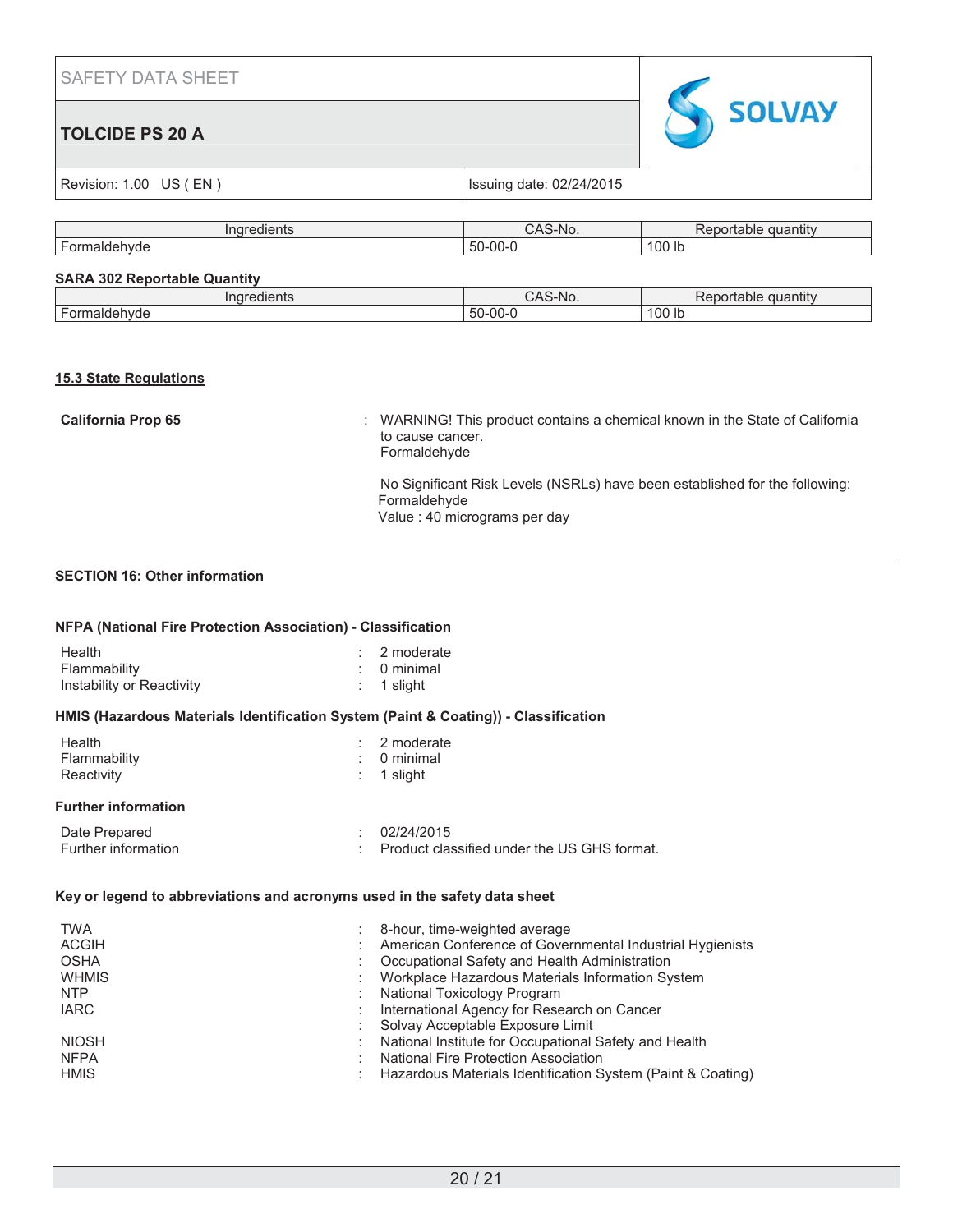| Ingredients | CAS-No. | Reportable quantity |
| --- | --- | --- |
| Formaldehyde | 50-00-0 | 100 lb |

**SARA 302 Reportable Quantity**

| Ingredients | CAS-No. | Reportable quantity |
| --- | --- | --- |
| Formaldehyde | 50-00-0 | 100 lb |

**15.3 State Regulations**

**California Prop 65** : WARNING! This product contains a chemical known in the State of California to cause cancer.
Formaldehyde

No Significant Risk Levels (NSRLs) have been established for the following:
Formaldehyde
Value : 40 micrograms per day

## SECTION 16: Other information

**NFPA (National Fire Protection Association) - Classification**

| | | |
| --- | --- | --- |
| Health | : | 2 moderate |
| Flammability | : | 0 minimal |
| Instability or Reactivity | : | 1 slight |

**HMIS (Hazardous Materials Identification System (Paint & Coating)) - Classification**

| | | |
| --- | --- | --- |
| Health | : | 2 moderate |
| Flammability | : | 0 minimal |
| Reactivity | : | 1 slight |

**Further information**

| | | |
| --- | --- | --- |
| Date Prepared | : | 02/24/2015 |
| Further information | : | Product classified under the US GHS format. |

**Key or legend to abbreviations and acronyms used in the safety data sheet**

| | | |
| --- | --- | --- |
| TWA | : | 8-hour, time-weighted average |
| ACGIH | : | American Conference of Governmental Industrial Hygienists |
| OSHA | : | Occupational Safety and Health Administration |
| WHMIS | : | Workplace Hazardous Materials Information System |
| NTP | : | National Toxicology Program |
| IARC | : | International Agency for Research on Cancer |
| | : | Solvay Acceptable Exposure Limit |
| NIOSH | : | National Institute for Occupational Safety and Health |
| NFPA | : | National Fire Protection Association |
| HMIS | : | Hazardous Materials Identification System (Paint & Coating) |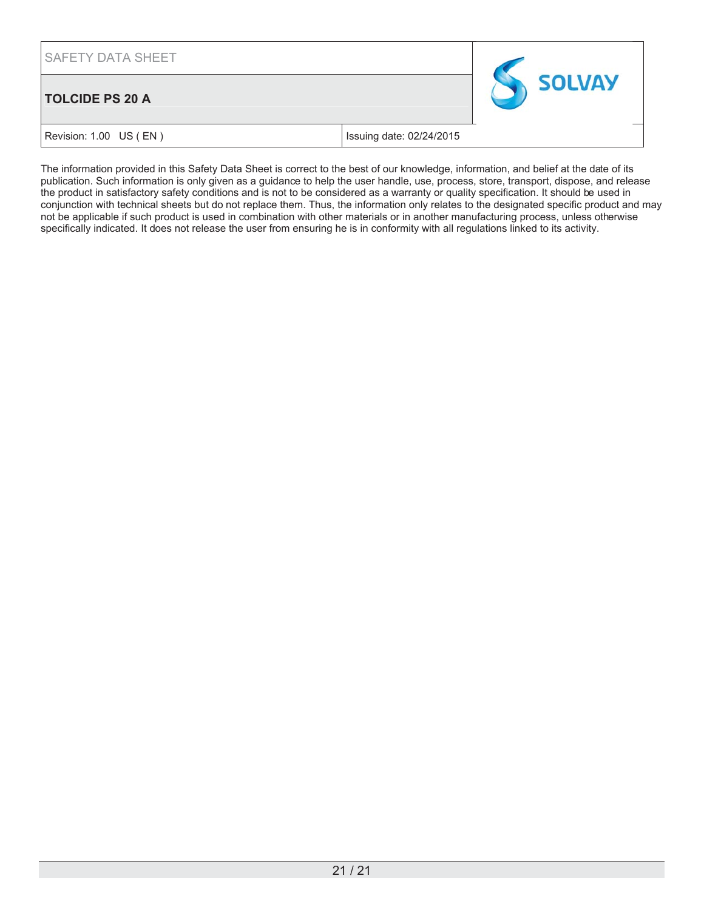The information provided in this Safety Data Sheet is correct to the best of our knowledge, information, and belief at the date of its publication. Such information is only given as a guidance to help the user handle, use, process, store, transport, dispose, and release the product in satisfactory safety conditions and is not to be considered as a warranty or quality specification. It should be used in conjunction with technical sheets but do not replace them. Thus, the information only relates to the designated specific product and may not be applicable if such product is used in combination with other materials or in another manufacturing process, unless otherwise specifically indicated. It does not release the user from ensuring he is in conformity with all regulations linked to its activity.